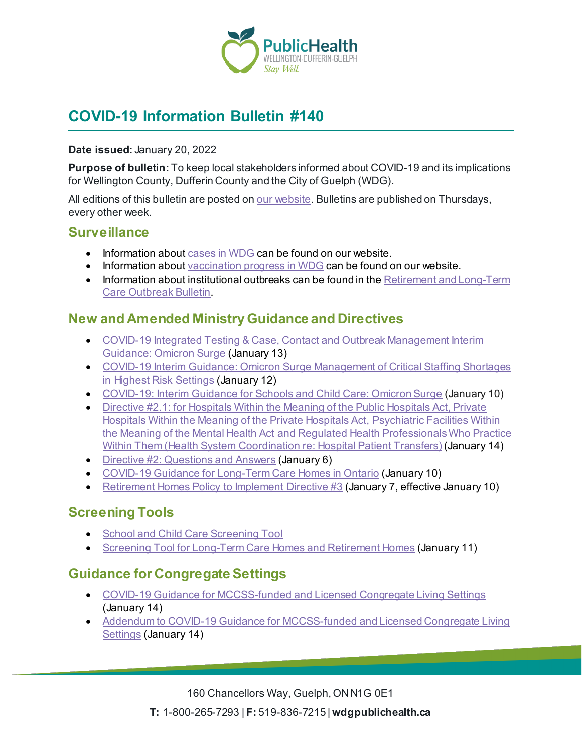# COVID-19 Information Bulletin #140

**Date issued:** January 20, 2022

**Purpose of bulletin:** To keep local stakeholders informed about COVID-19 and its implications for Wellington County, Dufferin County and the City of Guelph (WDG).

All editions of this bulletin are posted on our website. Bulletins are published on Thursdays, every other week.

## Surveillance

- Information about cases in WDG can be found on our website.
- Information about vaccination progress in WDG can be found on our website.
- Information about institutional outbreaks can be found in the Retirement and Long-Term Care Outbreak Bulletin.

## New and Amended Ministry Guidance and Directives

- COVID-19 Integrated Testing & Case, Contact and Outbreak Management Interim Guidance: Omicron Surge (January 13)
- COVID-19 Interim Guidance: Omicron Surge Management of Critical Staffing Shortages in Highest Risk Settings (January 12)
- COVID-19: Interim Guidance for Schools and Child Care: Omicron Surge (January 10)
- Directive #2.1: for Hospitals Within the Meaning of the Public Hospitals Act, Private Hospitals Within the Meaning of the Private Hospitals Act, Psychiatric Facilities Within the Meaning of the Mental Health Act and Regulated Health Professionals Who Practice Within Them (Health System Coordination re: Hospital Patient Transfers) (January 14)
- Directive #2: Questions and Answers (January 6)
- COVID-19 Guidance for Long-Term Care Homes in Ontario (January 10)
- Retirement Homes Policy to Implement Directive #3 (January 7, effective January 10)

## Screening Tools

- School and Child Care Screening Tool
- Screening Tool for Long-Term Care Homes and Retirement Homes (January 11)

## Guidance for Congregate Settings

- COVID-19 Guidance for MCCSS-funded and Licensed Congregate Living Settings (January 14)
- Addendum to COVID-19 Guidance for MCCSS-funded and Licensed Congregate Living Settings (January 14)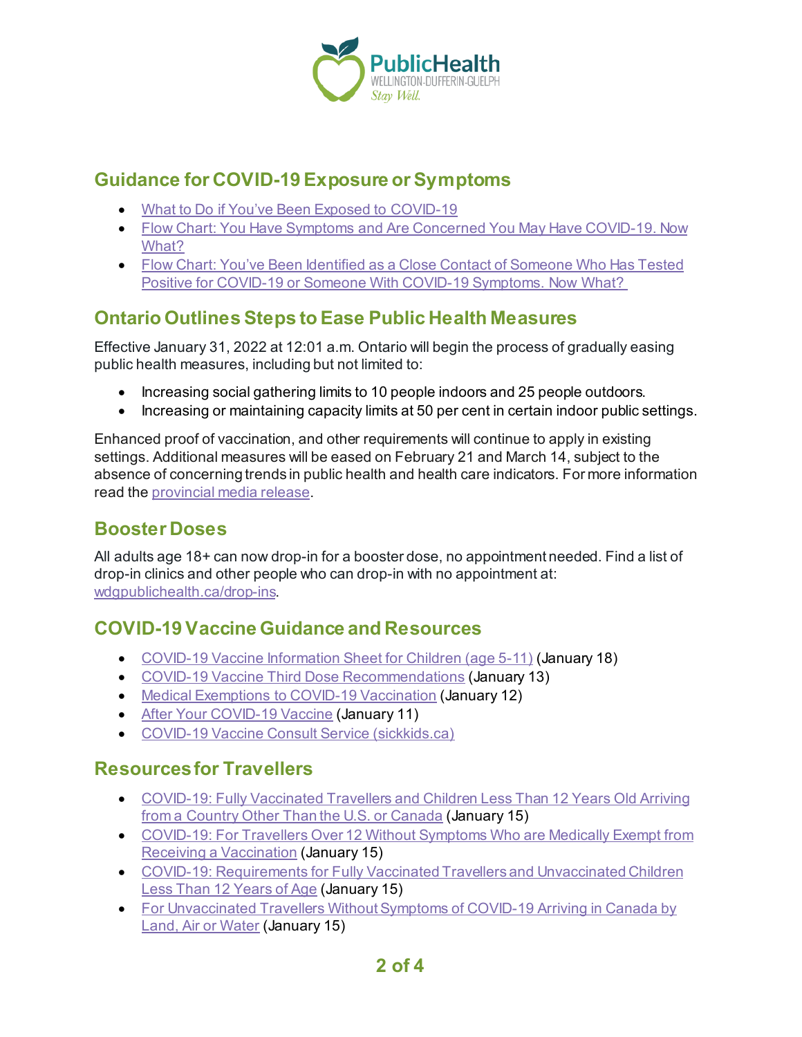## Guidance for COVID-19 Exposure or Symptoms

- What to Do if You've Been Exposed to COVID-19
- Flow Chart: You Have Symptoms and Are Concerned You May Have COVID-19. Now What?
- Flow Chart: You've Been Identified as a Close Contact of Someone Who Has Tested Positive for COVID-19 or Someone With COVID-19 Symptoms. Now What?

## Ontario Outlines Steps to Ease Public Health Measures

Effective January 31, 2022 at 12:01 a.m. Ontario will begin the process of gradually easing public health measures, including but not limited to:

- Increasing social gathering limits to 10 people indoors and 25 people outdoors.
- Increasing or maintaining capacity limits at 50 per cent in certain indoor public settings.

Enhanced proof of vaccination, and other requirements will continue to apply in existing settings. Additional measures will be eased on February 21 and March 14, subject to the absence of concerning trends in public health and health care indicators. For more information read the provincial media release.

## Booster Doses

All adults age 18+ can now drop-in for a booster dose, no appointment needed. Find a list of drop-in clinics and other people who can drop-in with no appointment at: wdgpublichealth.ca/drop-ins.

## COVID-19 Vaccine Guidance and Resources

- COVID-19 Vaccine Information Sheet for Children (age 5-11) (January 18)
- COVID-19 Vaccine Third Dose Recommendations (January 13)
- Medical Exemptions to COVID-19 Vaccination (January 12)
- After Your COVID-19 Vaccine (January 11)
- COVID-19 Vaccine Consult Service (sickkids.ca)

## Resources for Travellers

- COVID-19: Fully Vaccinated Travellers and Children Less Than 12 Years Old Arriving from a Country Other Than the U.S. or Canada (January 15)
- COVID-19: For Travellers Over 12 Without Symptoms Who are Medically Exempt from Receiving a Vaccination (January 15)
- COVID-19: Requirements for Fully Vaccinated Travellers and Unvaccinated Children Less Than 12 Years of Age (January 15)
- For Unvaccinated Travellers Without Symptoms of COVID-19 Arriving in Canada by Land, Air or Water (January 15)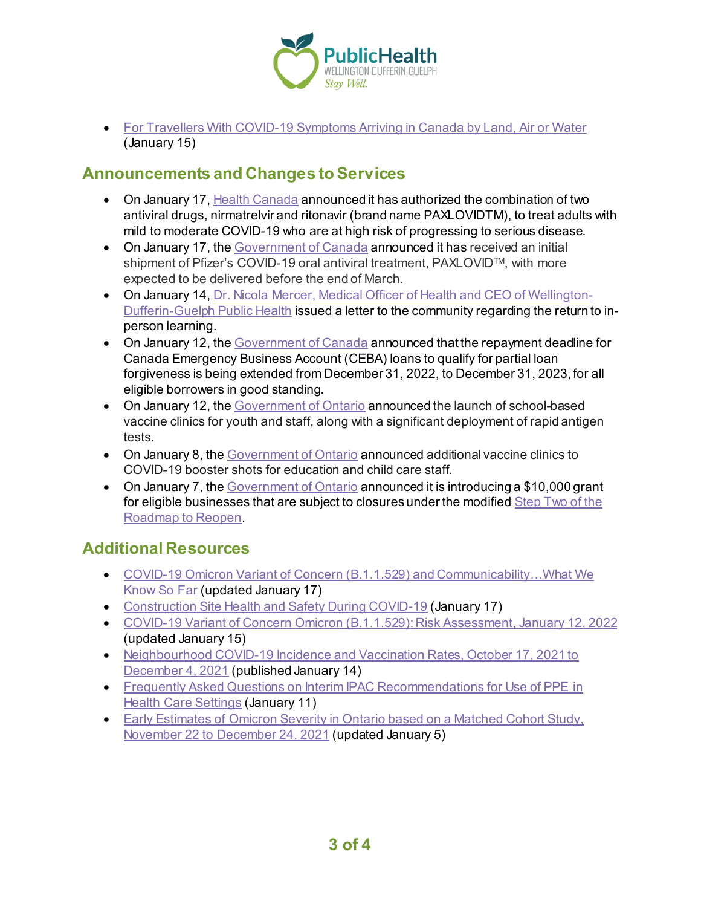- For Travellers With COVID-19 Symptoms Arriving in Canada by Land, Air or Water (January 15)

## Announcements and Changes to Services

- On January 17, Health Canada announced it has authorized the combination of two antiviral drugs, nirmatrelvir and ritonavir (brand name PAXLOVIDTM), to treat adults with mild to moderate COVID-19 who are at high risk of progressing to serious disease.
- On January 17, the Government of Canada announced it has received an initial shipment of Pfizer's COVID-19 oral antiviral treatment, PAXLOVID™, with more expected to be delivered before the end of March.
- On January 14, Dr. Nicola Mercer, Medical Officer of Health and CEO of Wellington-Dufferin-Guelph Public Health issued a letter to the community regarding the return to in-person learning.
- On January 12, the Government of Canada announced that the repayment deadline for Canada Emergency Business Account (CEBA) loans to qualify for partial loan forgiveness is being extended from December 31, 2022, to December 31, 2023, for all eligible borrowers in good standing.
- On January 12, the Government of Ontario announced the launch of school-based vaccine clinics for youth and staff, along with a significant deployment of rapid antigen tests.
- On January 8, the Government of Ontario announced additional vaccine clinics to COVID-19 booster shots for education and child care staff.
- On January 7, the Government of Ontario announced it is introducing a $10,000 grant for eligible businesses that are subject to closures under the modified Step Two of the Roadmap to Reopen.

## Additional Resources

- COVID-19 Omicron Variant of Concern (B.1.1.529) and Communicability…What We Know So Far (updated January 17)
- Construction Site Health and Safety During COVID-19 (January 17)
- COVID-19 Variant of Concern Omicron (B.1.1.529): Risk Assessment, January 12, 2022 (updated January 15)
- Neighbourhood COVID-19 Incidence and Vaccination Rates, October 17, 2021 to December 4, 2021 (published January 14)
- Frequently Asked Questions on Interim IPAC Recommendations for Use of PPE in Health Care Settings (January 11)
- Early Estimates of Omicron Severity in Ontario based on a Matched Cohort Study, November 22 to December 24, 2021 (updated January 5)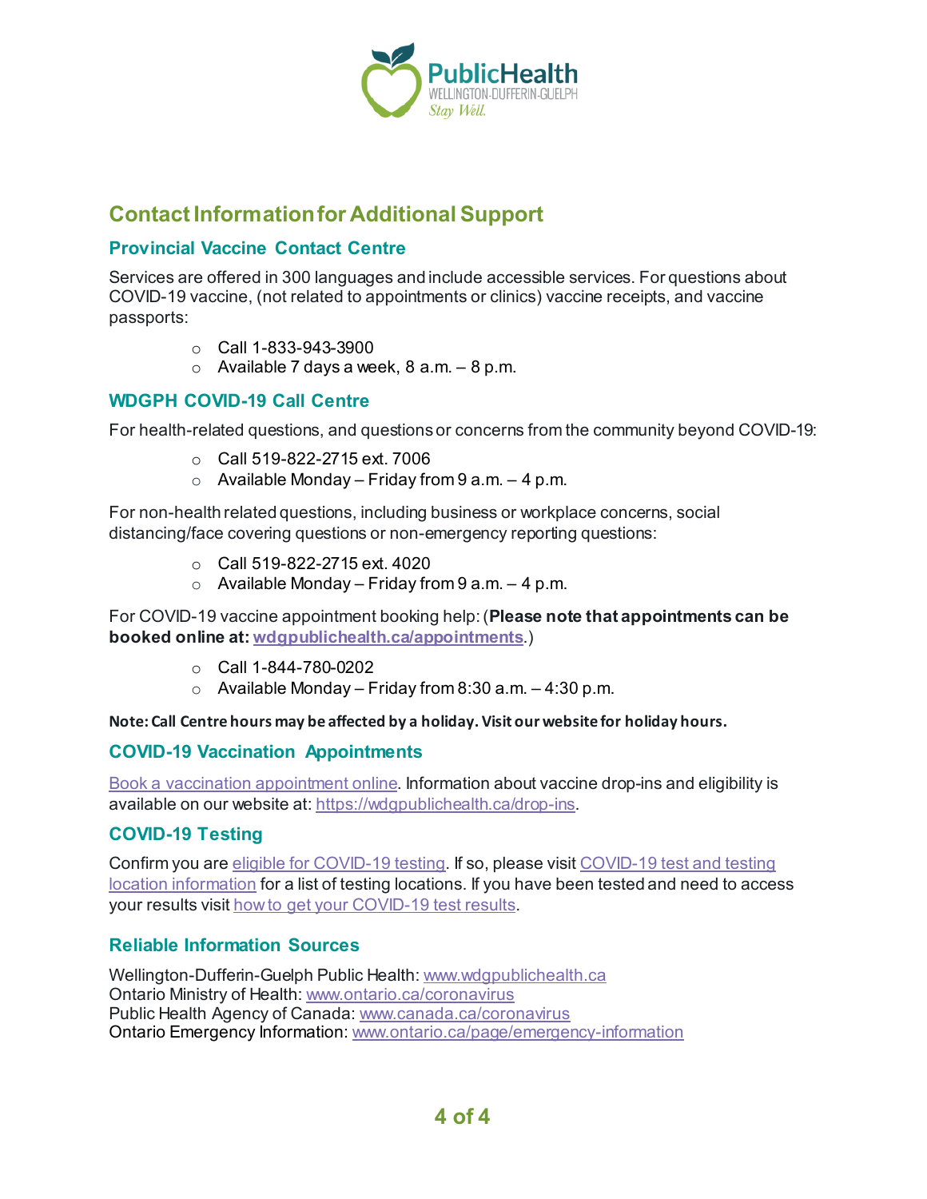## Contact Information for Additional Support

### Provincial Vaccine Contact Centre

Services are offered in 300 languages and include accessible services. For questions about COVID-19 vaccine, (not related to appointments or clinics) vaccine receipts, and vaccine passports:

- Call 1-833-943-3900
- Available 7 days a week, 8 a.m. – 8 p.m.

### WDGPH COVID-19 Call Centre

For health-related questions, and questions or concerns from the community beyond COVID-19:

- Call 519-822-2715 ext. 7006
- Available Monday – Friday from 9 a.m. – 4 p.m.

For non-health related questions, including business or workplace concerns, social distancing/face covering questions or non-emergency reporting questions:

- Call 519-822-2715 ext. 4020
- Available Monday – Friday from 9 a.m. – 4 p.m.

For COVID-19 vaccine appointment booking help: (**Please note that appointments can be booked online at: wdgpublichealth.ca/appointments**.)

- Call 1-844-780-0202
- Available Monday – Friday from 8:30 a.m. – 4:30 p.m.

**Note: Call Centre hours may be affected by a holiday. Visit our website for holiday hours.**

### COVID-19 Vaccination Appointments

Book a vaccination appointment online. Information about vaccine drop-ins and eligibility is available on our website at: https://wdgpublichealth.ca/drop-ins.

### COVID-19 Testing

Confirm you are eligible for COVID-19 testing. If so, please visit COVID-19 test and testing location information for a list of testing locations. If you have been tested and need to access your results visit how to get your COVID-19 test results.

### Reliable Information Sources

Wellington-Dufferin-Guelph Public Health: www.wdgpublichealth.ca
Ontario Ministry of Health: www.ontario.ca/coronavirus
Public Health Agency of Canada: www.canada.ca/coronavirus
Ontario Emergency Information: www.ontario.ca/page/emergency-information